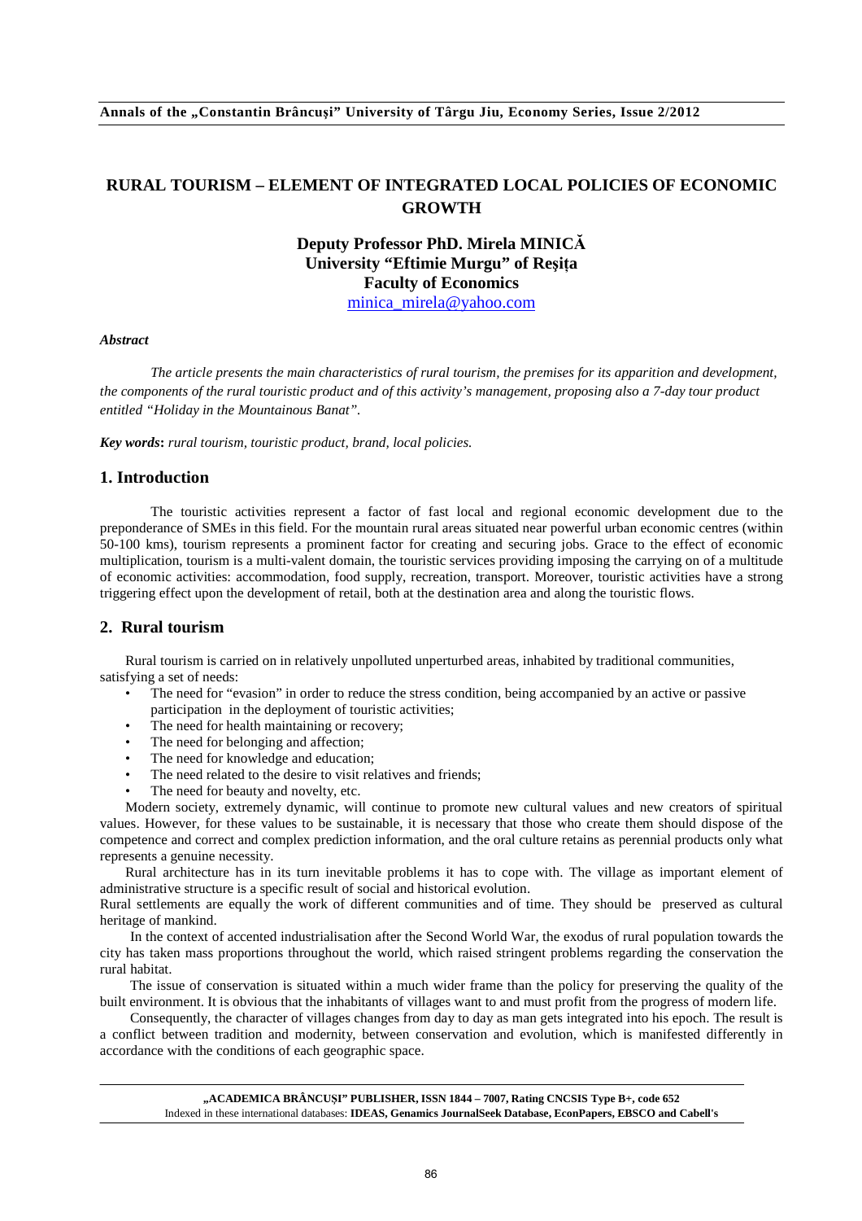# RURAL TOURISM – ELEMENT OF INTEGRATED LOCAL POLICIES OF ECONOMIC GROWTH

**Deputy Professor PhD. Mirela MINICĂ**
**University "Eftimie Murgu" of Reșița**
**Faculty of Economics**
minica_mirela@yahoo.com

***Abstract***

*The article presents the main characteristics of rural tourism, the premises for its apparition and development, the components of the rural touristic product and of this activity's management, proposing also a 7-day tour product entitled "Holiday in the Mountainous Banat".*

***Key words*****:** *rural tourism, touristic product, brand, local policies.*

## 1. Introduction

The touristic activities represent a factor of fast local and regional economic development due to the preponderance of SMEs in this field. For the mountain rural areas situated near powerful urban economic centres (within 50-100 kms), tourism represents a prominent factor for creating and securing jobs. Grace to the effect of economic multiplication, tourism is a multi-valent domain, the touristic services providing imposing the carrying on of a multitude of economic activities: accommodation, food supply, recreation, transport. Moreover, touristic activities have a strong triggering effect upon the development of retail, both at the destination area and along the touristic flows.

## 2. Rural tourism

Rural tourism is carried on in relatively unpolluted unperturbed areas, inhabited by traditional communities, satisfying a set of needs:

- The need for "evasion" in order to reduce the stress condition, being accompanied by an active or passive participation in the deployment of touristic activities;
- The need for health maintaining or recovery;
- The need for belonging and affection;
- The need for knowledge and education;
- The need related to the desire to visit relatives and friends;
- The need for beauty and novelty, etc.

Modern society, extremely dynamic, will continue to promote new cultural values and new creators of spiritual values. However, for these values to be sustainable, it is necessary that those who create them should dispose of the competence and correct and complex prediction information, and the oral culture retains as perennial products only what represents a genuine necessity.

Rural architecture has in its turn inevitable problems it has to cope with. The village as important element of administrative structure is a specific result of social and historical evolution.

Rural settlements are equally the work of different communities and of time. They should be preserved as cultural heritage of mankind.

In the context of accented industrialisation after the Second World War, the exodus of rural population towards the city has taken mass proportions throughout the world, which raised stringent problems regarding the conservation the rural habitat.

The issue of conservation is situated within a much wider frame than the policy for preserving the quality of the built environment. It is obvious that the inhabitants of villages want to and must profit from the progress of modern life.

Consequently, the character of villages changes from day to day as man gets integrated into his epoch. The result is a conflict between tradition and modernity, between conservation and evolution, which is manifested differently in accordance with the conditions of each geographic space.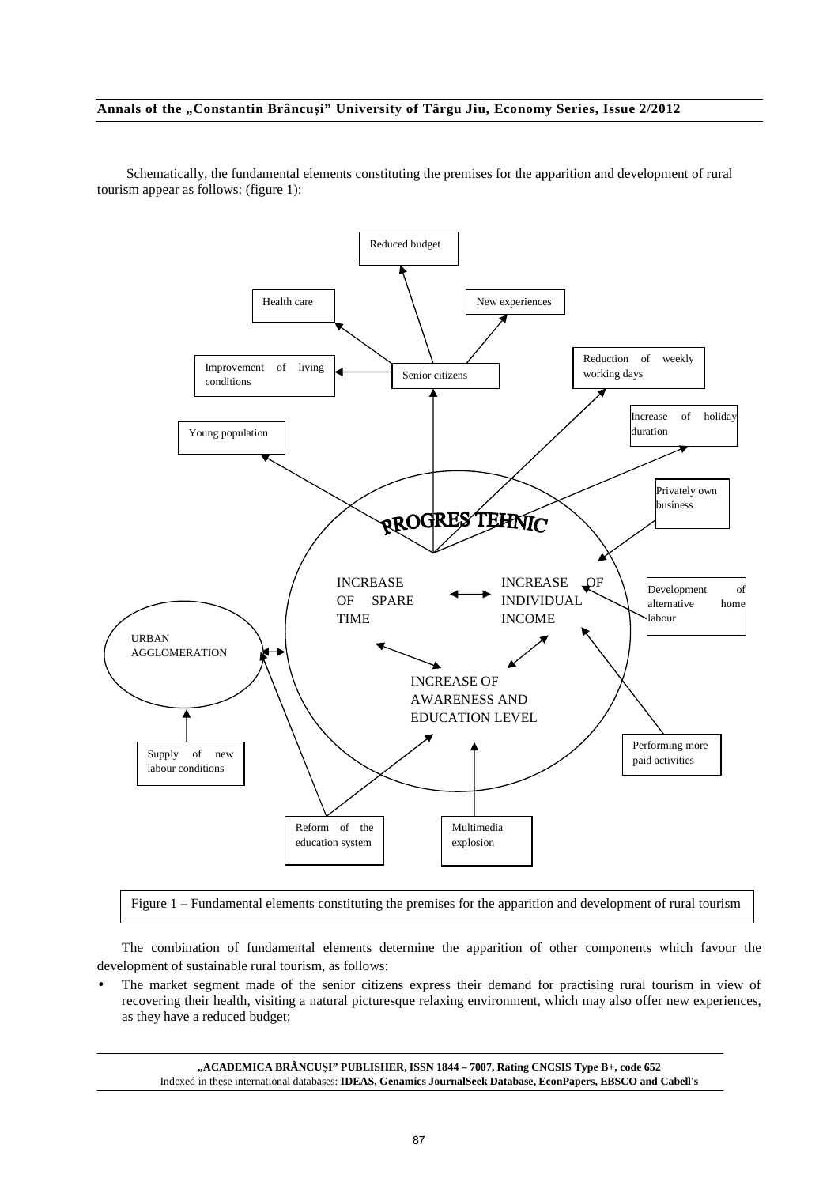Schematically, the fundamental elements constituting the premises for the apparition and development of rural tourism appear as follows: (figure 1):

Figure 1 – Fundamental elements constituting the premises for the apparition and development of rural tourism

The combination of fundamental elements determine the apparition of other components which favour the development of sustainable rural tourism, as follows:

- The market segment made of the senior citizens express their demand for practising rural tourism in view of recovering their health, visiting a natural picturesque relaxing environment, which may also offer new experiences, as they have a reduced budget;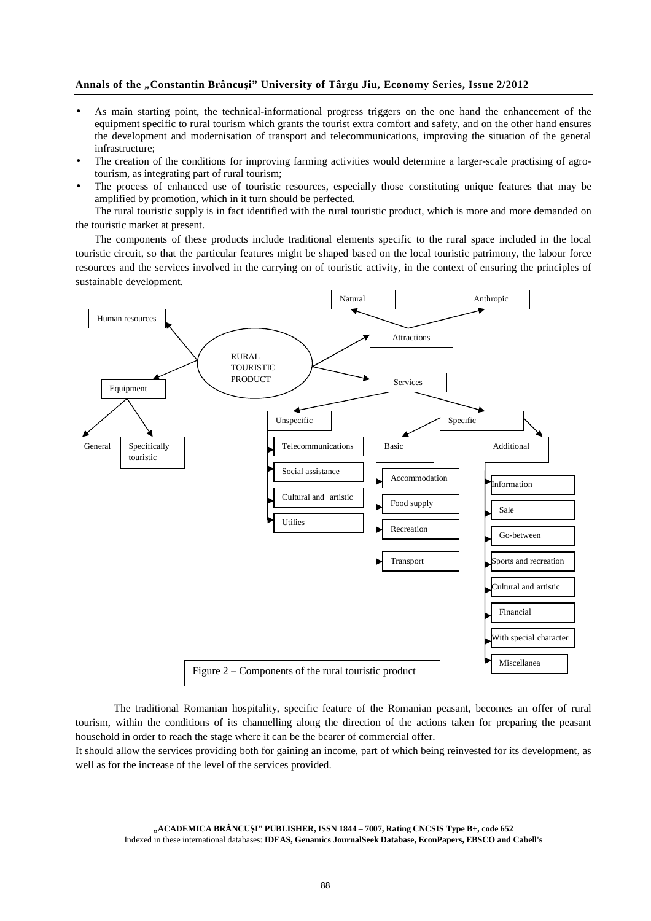- As main starting point, the technical-informational progress triggers on the one hand the enhancement of the equipment specific to rural tourism which grants the tourist extra comfort and safety, and on the other hand ensures the development and modernisation of transport and telecommunications, improving the situation of the general infrastructure;
- The creation of the conditions for improving farming activities would determine a larger-scale practising of agro-tourism, as integrating part of rural tourism;
- The process of enhanced use of touristic resources, especially those constituting unique features that may be amplified by promotion, which in it turn should be perfected.

The rural touristic supply is in fact identified with the rural touristic product, which is more and more demanded on the touristic market at present.

The components of these products include traditional elements specific to the rural space included in the local touristic circuit, so that the particular features might be shaped based on the local touristic patrimony, the labour force resources and the services involved in the carrying on of touristic activity, in the context of ensuring the principles of sustainable development.

- RURAL TOURISTIC PRODUCT
  - Human resources
  - Equipment
    - General
    - Specifically touristic
  - Attractions
    - Natural
    - Anthropic
  - Services
    - Unspecific
      - Telecommunications
      - Social assistance
      - Cultural and artistic
      - Utilies
    - Specific
      - Basic
        - Accommodation
        - Food supply
        - Recreation
        - Transport
      - Additional
        - Information
        - Sale
        - Go-between
        - Sports and recreation
        - Cultural and artistic
        - Financial
        - With special character
        - Miscellanea

Figure 2 – Components of the rural touristic product

The traditional Romanian hospitality, specific feature of the Romanian peasant, becomes an offer of rural tourism, within the conditions of its channelling along the direction of the actions taken for preparing the peasant household in order to reach the stage where it can be the bearer of commercial offer.

It should allow the services providing both for gaining an income, part of which being reinvested for its development, as well as for the increase of the level of the services provided.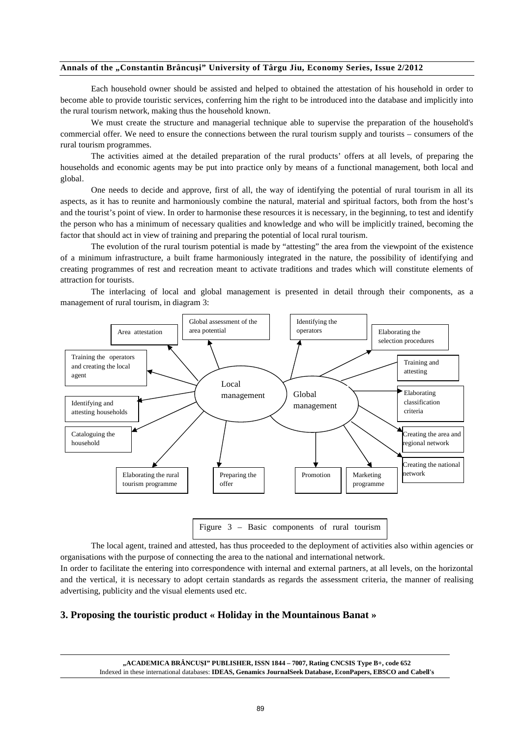Each household owner should be assisted and helped to obtained the attestation of his household in order to become able to provide touristic services, conferring him the right to be introduced into the database and implicitly into the rural tourism network, making thus the household known.

We must create the structure and managerial technique able to supervise the preparation of the household's commercial offer. We need to ensure the connections between the rural tourism supply and tourists – consumers of the rural tourism programmes.

The activities aimed at the detailed preparation of the rural products' offers at all levels, of preparing the households and economic agents may be put into practice only by means of a functional management, both local and global.

One needs to decide and approve, first of all, the way of identifying the potential of rural tourism in all its aspects, as it has to reunite and harmoniously combine the natural, material and spiritual factors, both from the host's and the tourist's point of view. In order to harmonise these resources it is necessary, in the beginning, to test and identify the person who has a minimum of necessary qualities and knowledge and who will be implicitly trained, becoming the factor that should act in view of training and preparing the potential of local rural tourism.

The evolution of the rural tourism potential is made by "attesting" the area from the viewpoint of the existence of a minimum infrastructure, a built frame harmoniously integrated in the nature, the possibility of identifying and creating programmes of rest and recreation meant to activate traditions and trades which will constitute elements of attraction for tourists.

The interlacing of local and global management is presented in detail through their components, as a management of rural tourism, in diagram 3:

Figure 3 – Basic components of rural tourism

The local agent, trained and attested, has thus proceeded to the deployment of activities also within agencies or organisations with the purpose of connecting the area to the national and international network.

In order to facilitate the entering into correspondence with internal and external partners, at all levels, on the horizontal and the vertical, it is necessary to adopt certain standards as regards the assessment criteria, the manner of realising advertising, publicity and the visual elements used etc.

## 3. Proposing the touristic product « Holiday in the Mountainous Banat »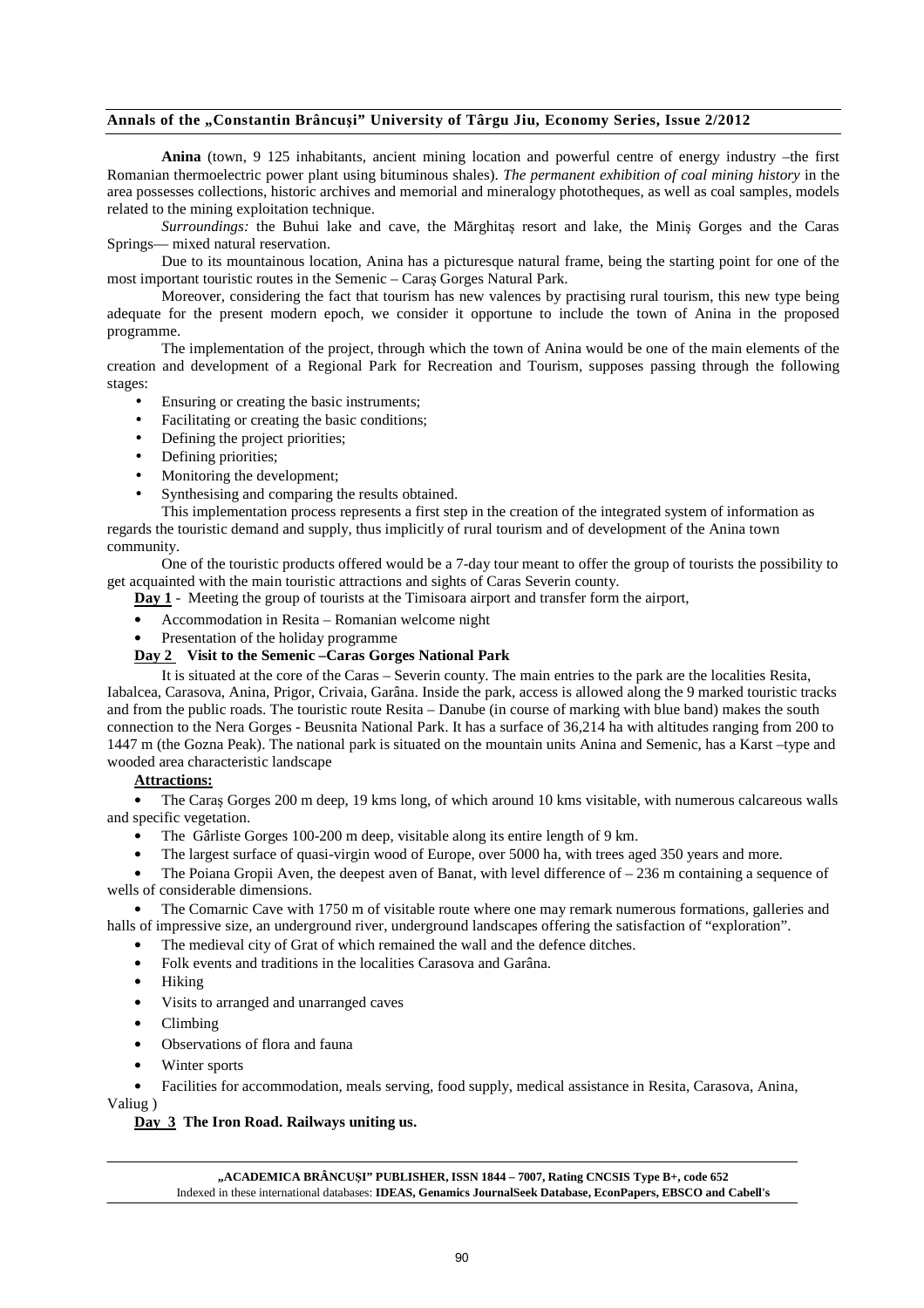**Anina** (town, 9 125 inhabitants, ancient mining location and powerful centre of energy industry –the first Romanian thermoelectric power plant using bituminous shales). *The permanent exhibition of coal mining history* in the area possesses collections, historic archives and memorial and mineralogy phototheques, as well as coal samples, models related to the mining exploitation technique.

*Surroundings:* the Buhui lake and cave, the Mărghitaş resort and lake, the Miniş Gorges and the Caras Springs— mixed natural reservation.

Due to its mountainous location, Anina has a picturesque natural frame, being the starting point for one of the most important touristic routes in the Semenic – Caraş Gorges Natural Park.

Moreover, considering the fact that tourism has new valences by practising rural tourism, this new type being adequate for the present modern epoch, we consider it opportune to include the town of Anina in the proposed programme.

The implementation of the project, through which the town of Anina would be one of the main elements of the creation and development of a Regional Park for Recreation and Tourism, supposes passing through the following stages:

- Ensuring or creating the basic instruments;
- Facilitating or creating the basic conditions;
- Defining the project priorities;
- Defining priorities;
- Monitoring the development;
- Synthesising and comparing the results obtained.

This implementation process represents a first step in the creation of the integrated system of information as regards the touristic demand and supply, thus implicitly of rural tourism and of development of the Anina town community.

One of the touristic products offered would be a 7-day tour meant to offer the group of tourists the possibility to get acquainted with the main touristic attractions and sights of Caras Severin county.

**Day 1** - Meeting the group of tourists at the Timisoara airport and transfer form the airport,

- Accommodation in Resita – Romanian welcome night
- Presentation of the holiday programme

**Day 2 Visit to the Semenic –Caras Gorges National Park**

It is situated at the core of the Caras – Severin county. The main entries to the park are the localities Resita, Iabalcea, Carasova, Anina, Prigor, Crivaia, Garâna. Inside the park, access is allowed along the 9 marked touristic tracks and from the public roads. The touristic route Resita – Danube (in course of marking with blue band) makes the south connection to the Nera Gorges - Beusnita National Park. It has a surface of 36,214 ha with altitudes ranging from 200 to 1447 m (the Gozna Peak). The national park is situated on the mountain units Anina and Semenic, has a Karst –type and wooded area characteristic landscape

**Attractions:**

- The Caraş Gorges 200 m deep, 19 kms long, of which around 10 kms visitable, with numerous calcareous walls and specific vegetation.
- The Gârliste Gorges 100-200 m deep, visitable along its entire length of 9 km.
- The largest surface of quasi-virgin wood of Europe, over 5000 ha, with trees aged 350 years and more.
- The Poiana Gropii Aven, the deepest aven of Banat, with level difference of – 236 m containing a sequence of wells of considerable dimensions.
- The Comarnic Cave with 1750 m of visitable route where one may remark numerous formations, galleries and halls of impressive size, an underground river, underground landscapes offering the satisfaction of "exploration".
- The medieval city of Grat of which remained the wall and the defence ditches.
- Folk events and traditions in the localities Carasova and Garâna.
- Hiking
- Visits to arranged and unarranged caves
- Climbing
- Observations of flora and fauna
- Winter sports
- Facilities for accommodation, meals serving, food supply, medical assistance in Resita, Carasova, Anina, Valiug )

**Day 3 The Iron Road. Railways uniting us.**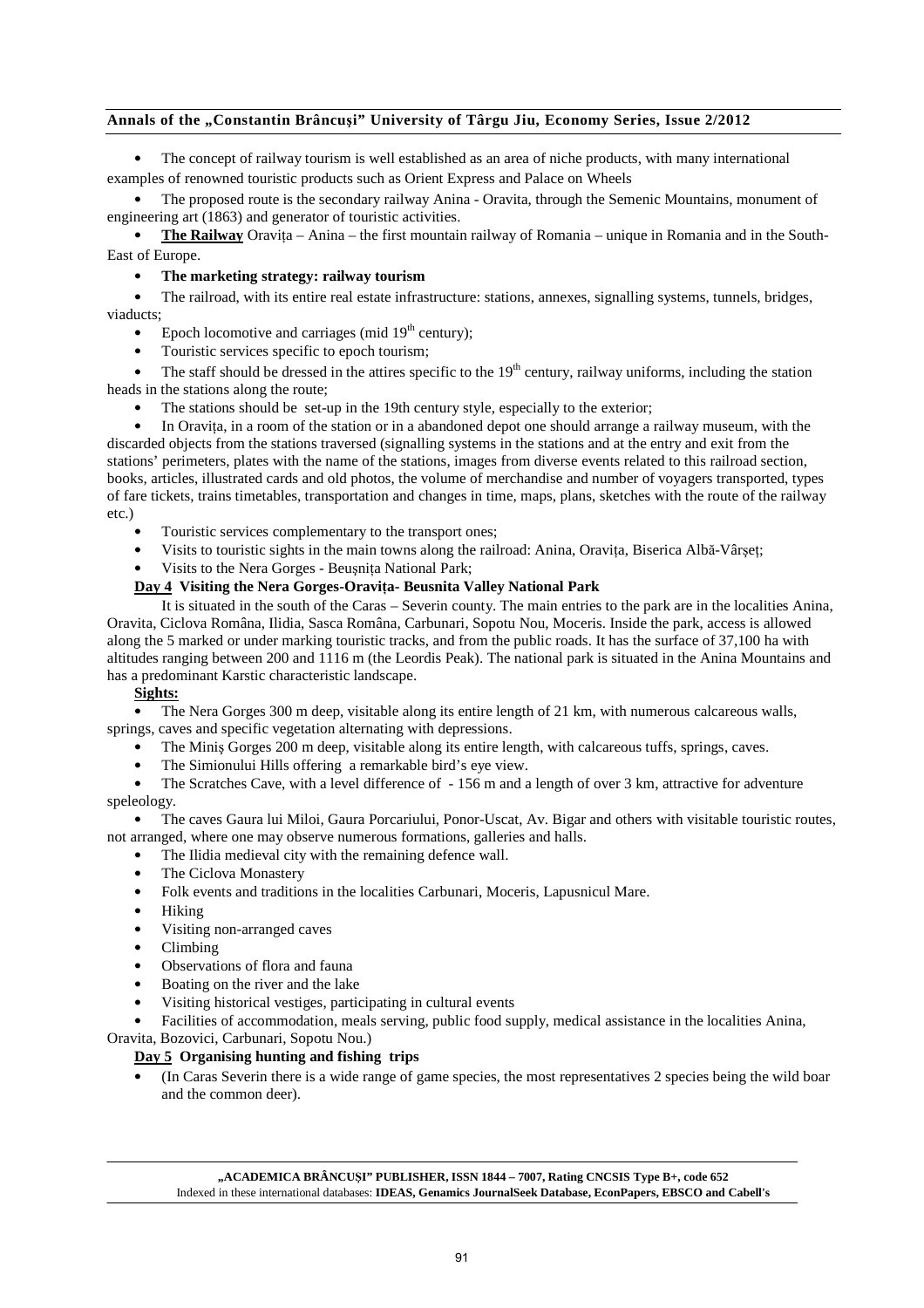- The concept of railway tourism is well established as an area of niche products, with many international examples of renowned touristic products such as Orient Express and Palace on Wheels
- The proposed route is the secondary railway Anina - Oravita, through the Semenic Mountains, monument of engineering art (1863) and generator of touristic activities.
- **The Railway** Oravița – Anina – the first mountain railway of Romania – unique in Romania and in the South-East of Europe.
- **The marketing strategy: railway tourism**
- The railroad, with its entire real estate infrastructure: stations, annexes, signalling systems, tunnels, bridges, viaducts;
- Epoch locomotive and carriages (mid 19th century);
- Touristic services specific to epoch tourism;
- The staff should be dressed in the attires specific to the 19th century, railway uniforms, including the station heads in the stations along the route;
- The stations should be set-up in the 19th century style, especially to the exterior;
- In Oravița, in a room of the station or in a abandoned depot one should arrange a railway museum, with the discarded objects from the stations traversed (signalling systems in the stations and at the entry and exit from the stations' perimeters, plates with the name of the stations, images from diverse events related to this railroad section, books, articles, illustrated cards and old photos, the volume of merchandise and number of voyagers transported, types of fare tickets, trains timetables, transportation and changes in time, maps, plans, sketches with the route of the railway etc.)
- Touristic services complementary to the transport ones;
- Visits to touristic sights in the main towns along the railroad: Anina, Oravița, Biserica Albă-Vârșeț;
- Visits to the Nera Gorges - Beușnița National Park;

**Day 4 Visiting the Nera Gorges-Oravița- Beusnita Valley National Park**

It is situated in the south of the Caras – Severin county. The main entries to the park are in the localities Anina, Oravita, Ciclova Română, Ilidia, Sasca Română, Carbunari, Sopotu Nou, Moceris. Inside the park, access is allowed along the 5 marked or under marking touristic tracks, and from the public roads. It has the surface of 37,100 ha with altitudes ranging between 200 and 1116 m (the Leordis Peak). The national park is situated in the Anina Mountains and has a predominant Karstic characteristic landscape.

**Sights:**

- The Nera Gorges 300 m deep, visitable along its entire length of 21 km, with numerous calcareous walls, springs, caves and specific vegetation alternating with depressions.
- The Miniș Gorges 200 m deep, visitable along its entire length, with calcareous tuffs, springs, caves.
- The Simionului Hills offering a remarkable bird's eye view.
- The Scratches Cave, with a level difference of - 156 m and a length of over 3 km, attractive for adventure speleology.
- The caves Gaura lui Miloi, Gaura Porcariului, Ponor-Uscat, Av. Bigar and others with visitable touristic routes, not arranged, where one may observe numerous formations, galleries and halls.
- The Ilidia medieval city with the remaining defence wall.
- The Ciclova Monastery
- Folk events and traditions in the localities Carbunari, Moceris, Lapusnicul Mare.
- Hiking
- Visiting non-arranged caves
- Climbing
- Observations of flora and fauna
- Boating on the river and the lake
- Visiting historical vestiges, participating in cultural events
- Facilities of accommodation, meals serving, public food supply, medical assistance in the localities Anina, Oravita, Bozovici, Carbunari, Sopotu Nou.)

**Day 5 Organising hunting and fishing trips**

- (In Caras Severin there is a wide range of game species, the most representatives 2 species being the wild boar and the common deer).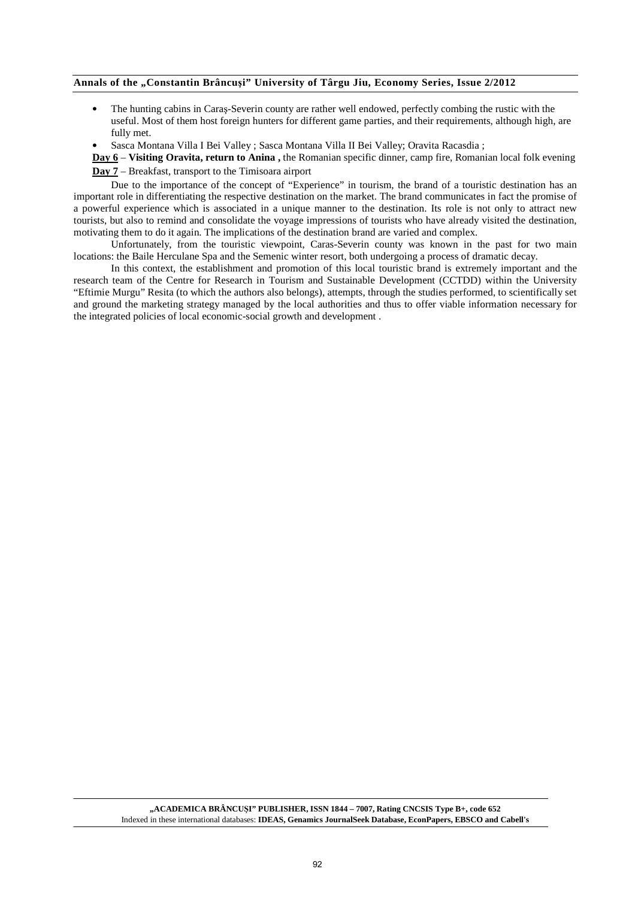- The hunting cabins in Caraș-Severin county are rather well endowed, perfectly combing the rustic with the useful. Most of them host foreign hunters for different game parties, and their requirements, although high, are fully met.
- Sasca Montana Villa I Bei Valley ; Sasca Montana Villa II Bei Valley; Oravita Racasdia ;

**Day 6** – **Visiting Oravita, return to Anina ,** the Romanian specific dinner, camp fire, Romanian local folk evening

**Day 7** – Breakfast, transport to the Timisoara airport

Due to the importance of the concept of "Experience" in tourism, the brand of a touristic destination has an important role in differentiating the respective destination on the market. The brand communicates in fact the promise of a powerful experience which is associated in a unique manner to the destination. Its role is not only to attract new tourists, but also to remind and consolidate the voyage impressions of tourists who have already visited the destination, motivating them to do it again. The implications of the destination brand are varied and complex.

Unfortunately, from the touristic viewpoint, Caras-Severin county was known in the past for two main locations: the Baile Herculane Spa and the Semenic winter resort, both undergoing a process of dramatic decay.

In this context, the establishment and promotion of this local touristic brand is extremely important and the research team of the Centre for Research in Tourism and Sustainable Development (CCTDD) within the University "Eftimie Murgu" Resita (to which the authors also belongs), attempts, through the studies performed, to scientifically set and ground the marketing strategy managed by the local authorities and thus to offer viable information necessary for the integrated policies of local economic-social growth and development .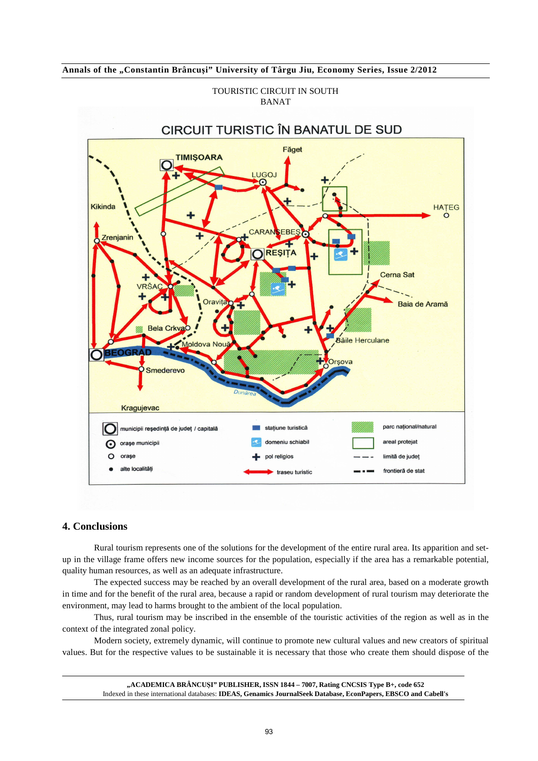TOURISTIC CIRCUIT IN SOUTH BANAT

## 4. Conclusions

Rural tourism represents one of the solutions for the development of the entire rural area. Its apparition and set-up in the village frame offers new income sources for the population, especially if the area has a remarkable potential, quality human resources, as well as an adequate infrastructure.

The expected success may be reached by an overall development of the rural area, based on a moderate growth in time and for the benefit of the rural area, because a rapid or random development of rural tourism may deteriorate the environment, may lead to harms brought to the ambient of the local population.

Thus, rural tourism may be inscribed in the ensemble of the touristic activities of the region as well as in the context of the integrated zonal policy.

Modern society, extremely dynamic, will continue to promote new cultural values and new creators of spiritual values. But for the respective values to be sustainable it is necessary that those who create them should dispose of the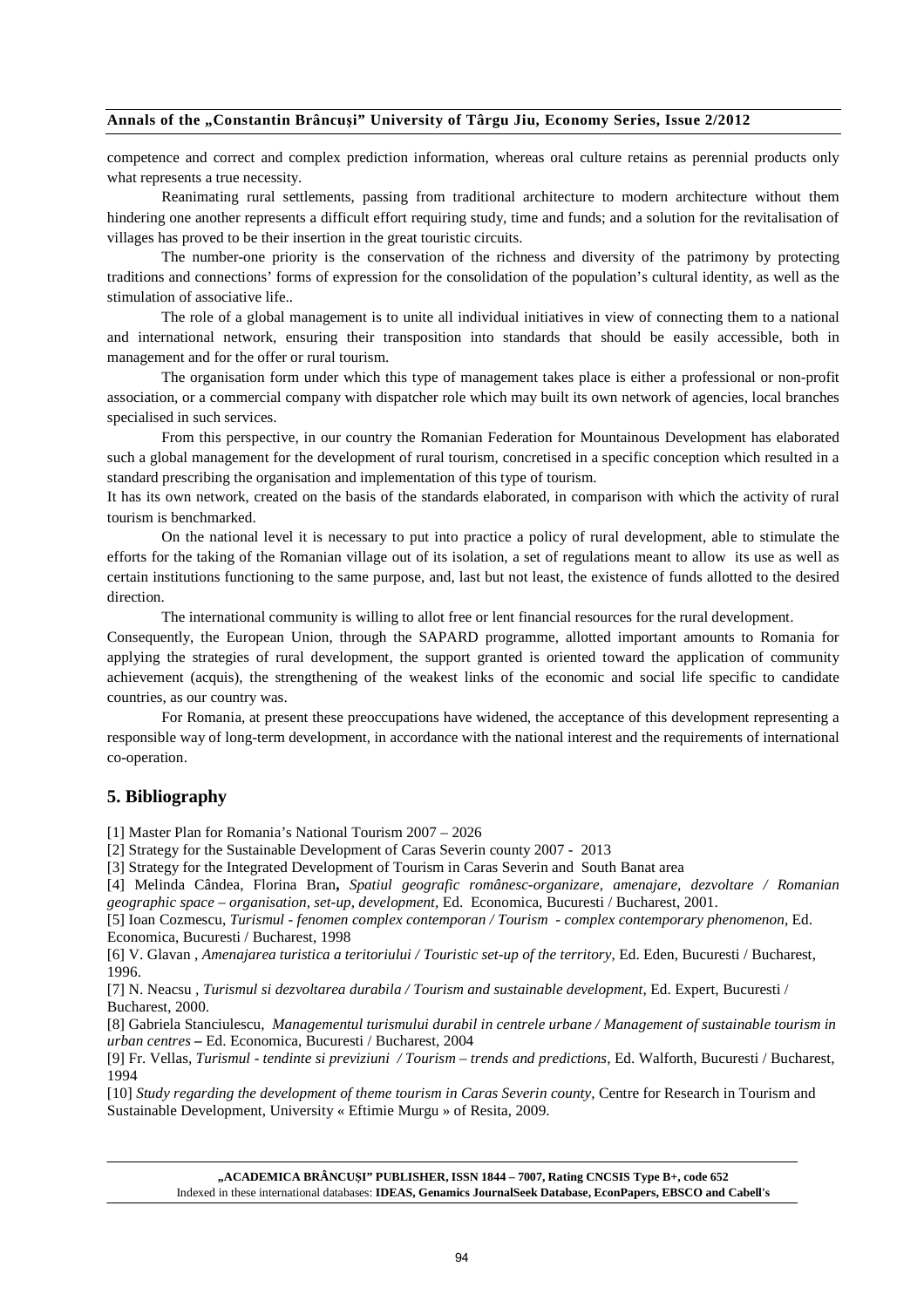competence and correct and complex prediction information, whereas oral culture retains as perennial products only what represents a true necessity.

Reanimating rural settlements, passing from traditional architecture to modern architecture without them hindering one another represents a difficult effort requiring study, time and funds; and a solution for the revitalisation of villages has proved to be their insertion in the great touristic circuits.

The number-one priority is the conservation of the richness and diversity of the patrimony by protecting traditions and connections' forms of expression for the consolidation of the population's cultural identity, as well as the stimulation of associative life..

The role of a global management is to unite all individual initiatives in view of connecting them to a national and international network, ensuring their transposition into standards that should be easily accessible, both in management and for the offer or rural tourism.

The organisation form under which this type of management takes place is either a professional or non-profit association, or a commercial company with dispatcher role which may built its own network of agencies, local branches specialised in such services.

From this perspective, in our country the Romanian Federation for Mountainous Development has elaborated such a global management for the development of rural tourism, concretised in a specific conception which resulted in a standard prescribing the organisation and implementation of this type of tourism.

It has its own network, created on the basis of the standards elaborated, in comparison with which the activity of rural tourism is benchmarked.

On the national level it is necessary to put into practice a policy of rural development, able to stimulate the efforts for the taking of the Romanian village out of its isolation, a set of regulations meant to allow its use as well as certain institutions functioning to the same purpose, and, last but not least, the existence of funds allotted to the desired direction.

The international community is willing to allot free or lent financial resources for the rural development.

Consequently, the European Union, through the SAPARD programme, allotted important amounts to Romania for applying the strategies of rural development, the support granted is oriented toward the application of community achievement (acquis), the strengthening of the weakest links of the economic and social life specific to candidate countries, as our country was.

For Romania, at present these preoccupations have widened, the acceptance of this development representing a responsible way of long-term development, in accordance with the national interest and the requirements of international co-operation.

## 5. Bibliography

[1] Master Plan for Romania's National Tourism 2007 – 2026

[2] Strategy for the Sustainable Development of Caras Severin county 2007 - 2013

[3] Strategy for the Integrated Development of Tourism in Caras Severin and South Banat area

[4] Melinda Cândea, Florina Bran**,** *Spatiul geografic românesc-organizare, amenajare, dezvoltare / Romanian geographic space – organisation, set-up, development*, Ed. Economica, Bucuresti / Bucharest, 2001.

[5] Ioan Cozmescu, *Turismul - fenomen complex contemporan / Tourism - complex contemporary phenomenon*, Ed. Economica, Bucuresti / Bucharest, 1998

[6] V. Glavan , *Amenajarea turistica a teritoriului / Touristic set-up of the territory*, Ed. Eden, Bucuresti / Bucharest, 1996.

[7] N. Neacsu , *Turismul si dezvoltarea durabila / Tourism and sustainable development*, Ed. Expert, Bucuresti / Bucharest, 2000.

[8] Gabriela Stanciulescu, *Managementul turismului durabil in centrele urbane / Management of sustainable tourism in urban centres* **–** Ed. Economica, Bucuresti / Bucharest, 2004

[9] Fr. Vellas, *Turismul - tendinte si previziuni / Tourism – trends and predictions*, Ed. Walforth, Bucuresti / Bucharest, 1994

[10] *Study regarding the development of theme tourism in Caras Severin county*, Centre for Research in Tourism and Sustainable Development, University « Eftimie Murgu » of Resita, 2009.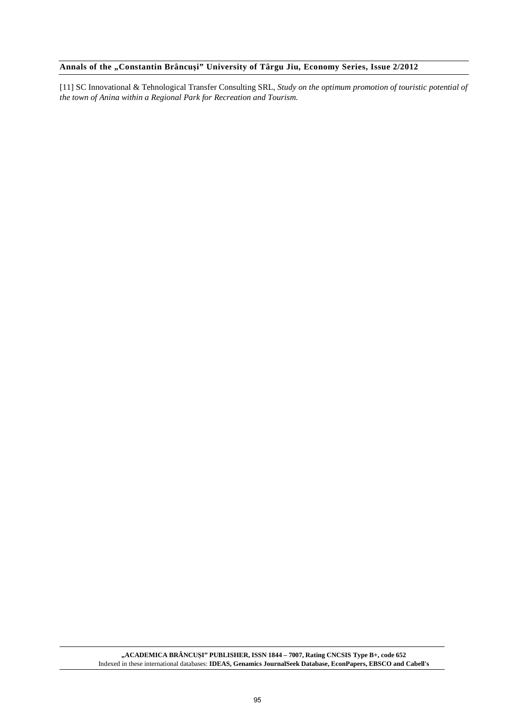[11] SC Innovational & Tehnological Transfer Consulting SRL, *Study on the optimum promotion of touristic potential of the town of Anina within a Regional Park for Recreation and Tourism.*